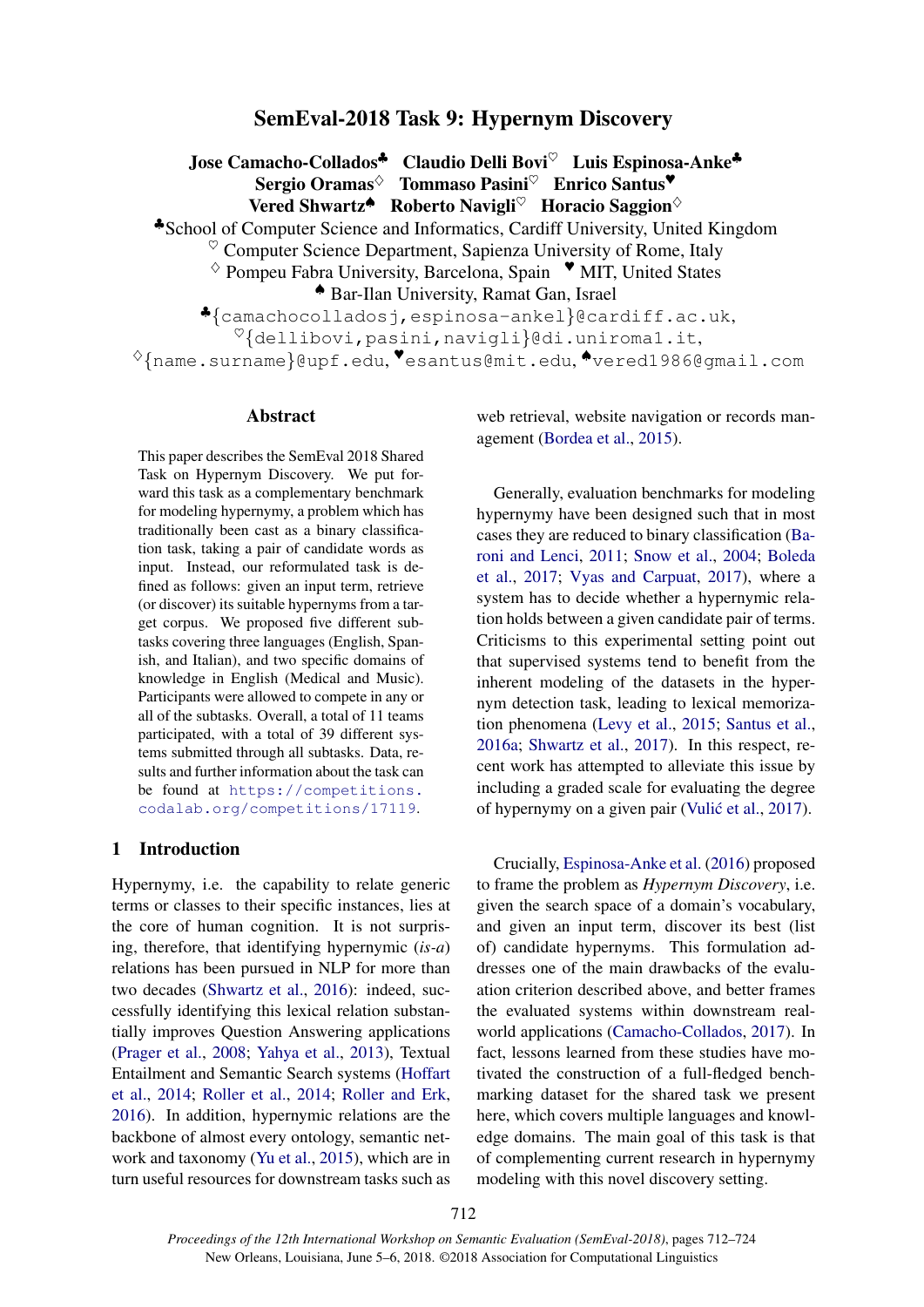# SemEval-2018 Task 9: Hypernym Discovery

**Jose Camacho-Collados♣ Claudio Delli Bovi♡ Luis Espinosa-Anke♣**
**Sergio Oramas♢ Tommaso Pasini♡ Enrico Santus♥**
**Vered Shwartz♠ Roberto Navigli♡ Horacio Saggion♢**

♣School of Computer Science and Informatics, Cardiff University, United Kingdom
♡ Computer Science Department, Sapienza University of Rome, Italy
♢ Pompeu Fabra University, Barcelona, Spain ♥ MIT, United States
♠ Bar-Ilan University, Ramat Gan, Israel

♣{camachocolladosj,espinosa-ankel}@cardiff.ac.uk,
♡{dellibovi,pasini,navigli}@di.uniroma1.it,
♢{name.surname}@upf.edu, ♥esantus@mit.edu, ♠vered1986@gmail.com

## Abstract

This paper describes the SemEval 2018 Shared Task on Hypernym Discovery. We put forward this task as a complementary benchmark for modeling hypernymy, a problem which has traditionally been cast as a binary classification task, taking a pair of candidate words as input. Instead, our reformulated task is defined as follows: given an input term, retrieve (or discover) its suitable hypernyms from a target corpus. We proposed five different subtasks covering three languages (English, Spanish, and Italian), and two specific domains of knowledge in English (Medical and Music). Participants were allowed to compete in any or all of the subtasks. Overall, a total of 11 teams participated, with a total of 39 different systems submitted through all subtasks. Data, results and further information about the task can be found at https://competitions.codalab.org/competitions/17119.

## 1 Introduction

Hypernymy, i.e. the capability to relate generic terms or classes to their specific instances, lies at the core of human cognition. It is not surprising, therefore, that identifying hypernymic (*is-a*) relations has been pursued in NLP for more than two decades (Shwartz et al., 2016): indeed, successfully identifying this lexical relation substantially improves Question Answering applications (Prager et al., 2008; Yahya et al., 2013), Textual Entailment and Semantic Search systems (Hoffart et al., 2014; Roller et al., 2014; Roller and Erk, 2016). In addition, hypernymic relations are the backbone of almost every ontology, semantic network and taxonomy (Yu et al., 2015), which are in turn useful resources for downstream tasks such as web retrieval, website navigation or records management (Bordea et al., 2015).

Generally, evaluation benchmarks for modeling hypernymy have been designed such that in most cases they are reduced to binary classification (Baroni and Lenci, 2011; Snow et al., 2004; Boleda et al., 2017; Vyas and Carpuat, 2017), where a system has to decide whether a hypernymic relation holds between a given candidate pair of terms. Criticisms to this experimental setting point out that supervised systems tend to benefit from the inherent modeling of the datasets in the hypernym detection task, leading to lexical memorization phenomena (Levy et al., 2015; Santus et al., 2016a; Shwartz et al., 2017). In this respect, recent work has attempted to alleviate this issue by including a graded scale for evaluating the degree of hypernymy on a given pair (Vulić et al., 2017).

Crucially, Espinosa-Anke et al. (2016) proposed to frame the problem as *Hypernym Discovery*, i.e. given the search space of a domain's vocabulary, and given an input term, discover its best (list of) candidate hypernyms. This formulation addresses one of the main drawbacks of the evaluation criterion described above, and better frames the evaluated systems within downstream real-world applications (Camacho-Collados, 2017). In fact, lessons learned from these studies have motivated the construction of a full-fledged benchmarking dataset for the shared task we present here, which covers multiple languages and knowledge domains. The main goal of this task is that of complementing current research in hypernymy modeling with this novel discovery setting.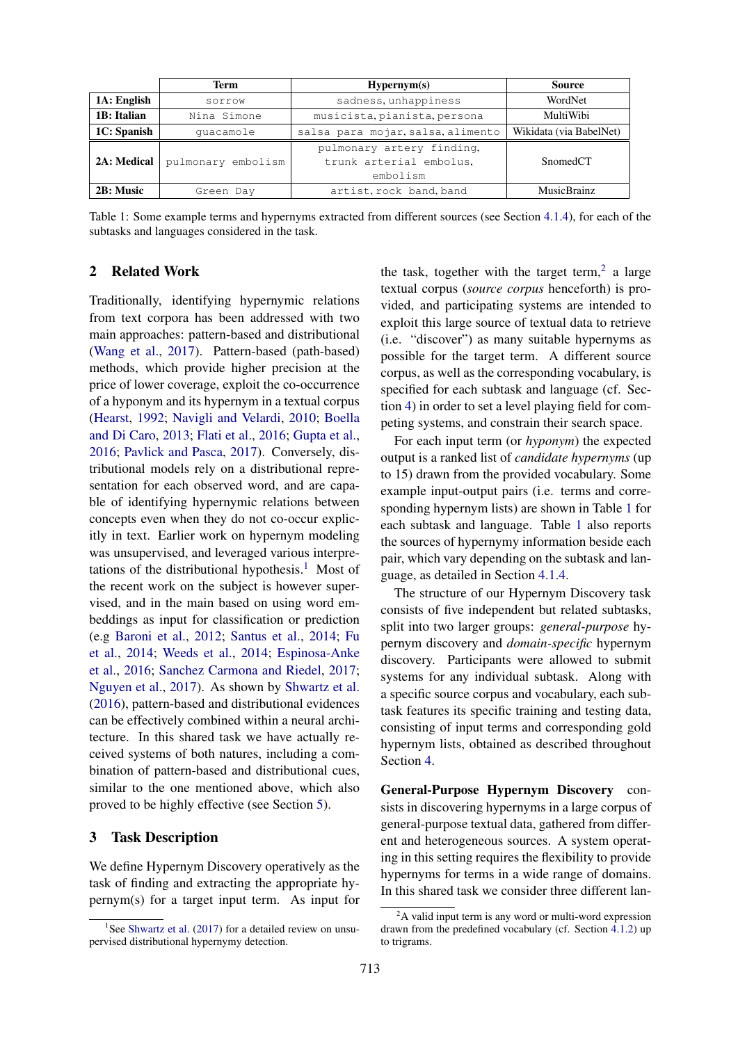| | Term | Hypernym(s) | Source |
|---|---|---|---|
| **1A: English** | sorrow | sadness, unhappiness | WordNet |
| **1B: Italian** | Nina Simone | musicista, pianista, persona | MultiWibi |
| **1C: Spanish** | guacamole | salsa para mojar, salsa, alimento | Wikidata (via BabelNet) |
| **2A: Medical** | pulmonary embolism | pulmonary artery finding, trunk arterial embolus, embolism | SnomedCT |
| **2B: Music** | Green Day | artist, rock band, band | MusicBrainz |

Table 1: Some example terms and hypernyms extracted from different sources (see Section 4.1.4), for each of the subtasks and languages considered in the task.

## 2 Related Work

Traditionally, identifying hypernymic relations from text corpora has been addressed with two main approaches: pattern-based and distributional (Wang et al., 2017). Pattern-based (path-based) methods, which provide higher precision at the price of lower coverage, exploit the co-occurrence of a hyponym and its hypernym in a textual corpus (Hearst, 1992; Navigli and Velardi, 2010; Boella and Di Caro, 2013; Flati et al., 2016; Gupta et al., 2016; Pavlick and Pasca, 2017). Conversely, distributional models rely on a distributional representation for each observed word, and are capable of identifying hypernymic relations between concepts even when they do not co-occur explicitly in text. Earlier work on hypernym modeling was unsupervised, and leveraged various interpretations of the distributional hypothesis.[1] Most of the recent work on the subject is however supervised, and in the main based on using word embeddings as input for classification or prediction (e.g Baroni et al., 2012; Santus et al., 2014; Fu et al., 2014; Weeds et al., 2014; Espinosa-Anke et al., 2016; Sanchez Carmona and Riedel, 2017; Nguyen et al., 2017). As shown by Shwartz et al. (2016), pattern-based and distributional evidences can be effectively combined within a neural architecture. In this shared task we have actually received systems of both natures, including a combination of pattern-based and distributional cues, similar to the one mentioned above, which also proved to be highly effective (see Section 5).

## 3 Task Description

We define Hypernym Discovery operatively as the task of finding and extracting the appropriate hypernym(s) for a target input term. As input for the task, together with the target term,[2] a large textual corpus (*source corpus* henceforth) is provided, and participating systems are intended to exploit this large source of textual data to retrieve (i.e. "discover") as many suitable hypernyms as possible for the target term. A different source corpus, as well as the corresponding vocabulary, is specified for each subtask and language (cf. Section 4) in order to set a level playing field for competing systems, and constrain their search space.

For each input term (or *hyponym*) the expected output is a ranked list of *candidate hypernyms* (up to 15) drawn from the provided vocabulary. Some example input-output pairs (i.e. terms and corresponding hypernym lists) are shown in Table 1 for each subtask and language. Table 1 also reports the sources of hypernymy information beside each pair, which vary depending on the subtask and language, as detailed in Section 4.1.4.

The structure of our Hypernym Discovery task consists of five independent but related subtasks, split into two larger groups: *general-purpose* hypernym discovery and *domain-specific* hypernym discovery. Participants were allowed to submit systems for any individual subtask. Along with a specific source corpus and vocabulary, each subtask features its specific training and testing data, consisting of input terms and corresponding gold hypernym lists, obtained as described throughout Section 4.

**General-Purpose Hypernym Discovery** consists in discovering hypernyms in a large corpus of general-purpose textual data, gathered from different and heterogeneous sources. A system operating in this setting requires the flexibility to provide hypernyms for terms in a wide range of domains. In this shared task we consider three different lan-

[1] See Shwartz et al. (2017) for a detailed review on unsupervised distributional hypernymy detection.

[2] A valid input term is any word or multi-word expression drawn from the predefined vocabulary (cf. Section 4.1.2) up to trigrams.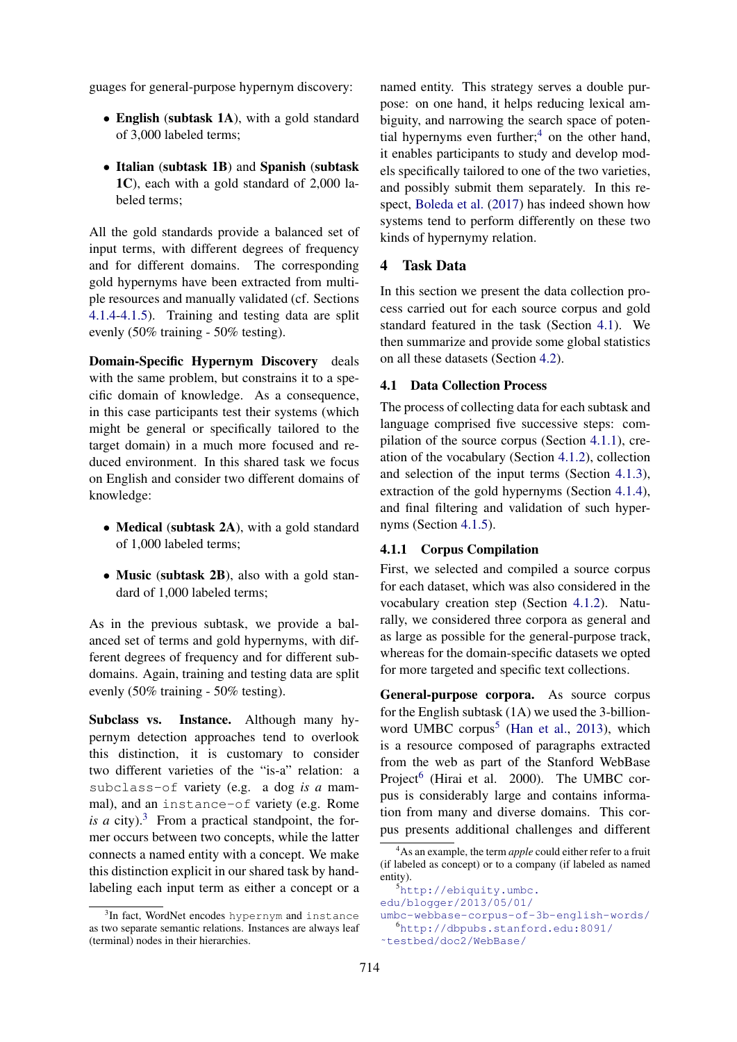guages for general-purpose hypernym discovery:

- **English** (**subtask 1A**), with a gold standard of 3,000 labeled terms;
- **Italian** (**subtask 1B**) and **Spanish** (**subtask 1C**), each with a gold standard of 2,000 labeled terms;

All the gold standards provide a balanced set of input terms, with different degrees of frequency and for different domains. The corresponding gold hypernyms have been extracted from multiple resources and manually validated (cf. Sections 4.1.4-4.1.5). Training and testing data are split evenly (50% training - 50% testing).

**Domain-Specific Hypernym Discovery** deals with the same problem, but constrains it to a specific domain of knowledge. As a consequence, in this case participants test their systems (which might be general or specifically tailored to the target domain) in a much more focused and reduced environment. In this shared task we focus on English and consider two different domains of knowledge:

- **Medical** (**subtask 2A**), with a gold standard of 1,000 labeled terms;
- **Music** (**subtask 2B**), also with a gold standard of 1,000 labeled terms;

As in the previous subtask, we provide a balanced set of terms and gold hypernyms, with different degrees of frequency and for different subdomains. Again, training and testing data are split evenly (50% training - 50% testing).

**Subclass vs. Instance.** Although many hypernym detection approaches tend to overlook this distinction, it is customary to consider two different varieties of the "is-a" relation: a `subclass-of` variety (e.g. a dog *is a* mammal), and an `instance-of` variety (e.g. Rome *is a* city).[3] From a practical standpoint, the former occurs between two concepts, while the latter connects a named entity with a concept. We make this distinction explicit in our shared task by hand-labeling each input term as either a concept or a named entity. This strategy serves a double purpose: on one hand, it helps reducing lexical ambiguity, and narrowing the search space of potential hypernyms even further;[4] on the other hand, it enables participants to study and develop models specifically tailored to one of the two varieties, and possibly submit them separately. In this respect, Boleda et al. (2017) has indeed shown how systems tend to perform differently on these two kinds of hypernymy relation.

## 4 Task Data

In this section we present the data collection process carried out for each source corpus and gold standard featured in the task (Section 4.1). We then summarize and provide some global statistics on all these datasets (Section 4.2).

### 4.1 Data Collection Process

The process of collecting data for each subtask and language comprised five successive steps: compilation of the source corpus (Section 4.1.1), creation of the vocabulary (Section 4.1.2), collection and selection of the input terms (Section 4.1.3), extraction of the gold hypernyms (Section 4.1.4), and final filtering and validation of such hypernyms (Section 4.1.5).

#### 4.1.1 Corpus Compilation

First, we selected and compiled a source corpus for each dataset, which was also considered in the vocabulary creation step (Section 4.1.2). Naturally, we considered three corpora as general and as large as possible for the general-purpose track, whereas for the domain-specific datasets we opted for more targeted and specific text collections.

**General-purpose corpora.** As source corpus for the English subtask (1A) we used the 3-billion-word UMBC corpus[5] (Han et al., 2013), which is a resource composed of paragraphs extracted from the web as part of the Stanford WebBase Project[6] (Hirai et al. 2000). The UMBC corpus is considerably large and contains information from many and diverse domains. This corpus presents additional challenges and different

[3] In fact, WordNet encodes `hypernym` and `instance` as two separate semantic relations. Instances are always leaf (terminal) nodes in their hierarchies.

[4] As an example, the term *apple* could either refer to a fruit (if labeled as concept) or to a company (if labeled as named entity).

[5] http://ebiquity.umbc.edu/blogger/2013/05/01/umbc-webbase-corpus-of-3b-english-words/

[6] http://dbpubs.stanford.edu:8091/~testbed/doc2/WebBase/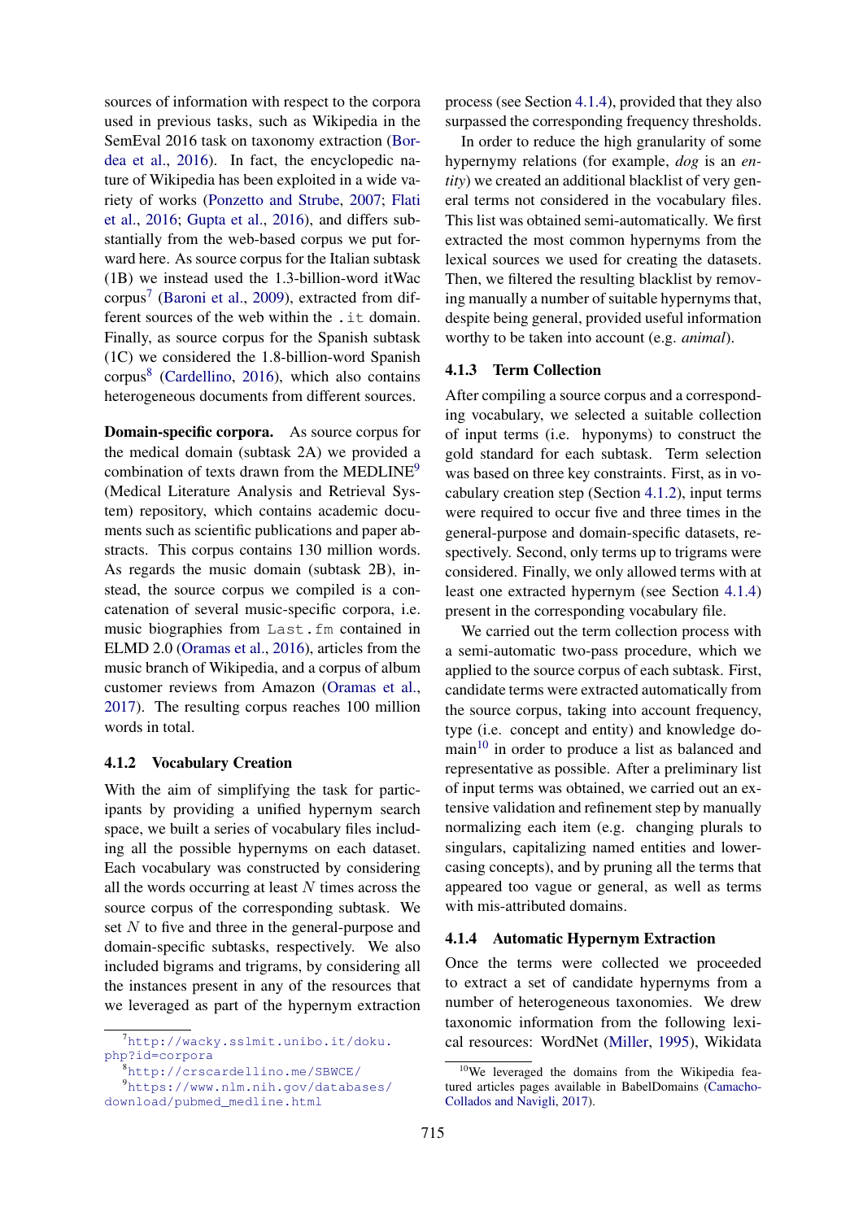sources of information with respect to the corpora used in previous tasks, such as Wikipedia in the SemEval 2016 task on taxonomy extraction (Bordea et al., 2016). In fact, the encyclopedic nature of Wikipedia has been exploited in a wide variety of works (Ponzetto and Strube, 2007; Flati et al., 2016; Gupta et al., 2016), and differs substantially from the web-based corpus we put forward here. As source corpus for the Italian subtask (1B) we instead used the 1.3-billion-word itWac corpus[7] (Baroni et al., 2009), extracted from different sources of the web within the `.it` domain. Finally, as source corpus for the Spanish subtask (1C) we considered the 1.8-billion-word Spanish corpus[8] (Cardellino, 2016), which also contains heterogeneous documents from different sources.

**Domain-specific corpora.** As source corpus for the medical domain (subtask 2A) we provided a combination of texts drawn from the MEDLINE[9] (Medical Literature Analysis and Retrieval System) repository, which contains academic documents such as scientific publications and paper abstracts. This corpus contains 130 million words. As regards the music domain (subtask 2B), instead, the source corpus we compiled is a concatenation of several music-specific corpora, i.e. music biographies from `Last.fm` contained in ELMD 2.0 (Oramas et al., 2016), articles from the music branch of Wikipedia, and a corpus of album customer reviews from Amazon (Oramas et al., 2017). The resulting corpus reaches 100 million words in total.

### 4.1.2 Vocabulary Creation

With the aim of simplifying the task for participants by providing a unified hypernym search space, we built a series of vocabulary files including all the possible hypernyms on each dataset. Each vocabulary was constructed by considering all the words occurring at least $N$ times across the source corpus of the corresponding subtask. We set $N$ to five and three in the general-purpose and domain-specific subtasks, respectively. We also included bigrams and trigrams, by considering all the instances present in any of the resources that we leveraged as part of the hypernym extraction process (see Section 4.1.4), provided that they also surpassed the corresponding frequency thresholds.

In order to reduce the high granularity of some hypernymy relations (for example, *dog* is an *entity*) we created an additional blacklist of very general terms not considered in the vocabulary files. This list was obtained semi-automatically. We first extracted the most common hypernyms from the lexical sources we used for creating the datasets. Then, we filtered the resulting blacklist by removing manually a number of suitable hypernyms that, despite being general, provided useful information worthy to be taken into account (e.g. *animal*).

### 4.1.3 Term Collection

After compiling a source corpus and a corresponding vocabulary, we selected a suitable collection of input terms (i.e. hyponyms) to construct the gold standard for each subtask. Term selection was based on three key constraints. First, as in vocabulary creation step (Section 4.1.2), input terms were required to occur five and three times in the general-purpose and domain-specific datasets, respectively. Second, only terms up to trigrams were considered. Finally, we only allowed terms with at least one extracted hypernym (see Section 4.1.4) present in the corresponding vocabulary file.

We carried out the term collection process with a semi-automatic two-pass procedure, which we applied to the source corpus of each subtask. First, candidate terms were extracted automatically from the source corpus, taking into account frequency, type (i.e. concept and entity) and knowledge domain[10] in order to produce a list as balanced and representative as possible. After a preliminary list of input terms was obtained, we carried out an extensive validation and refinement step by manually normalizing each item (e.g. changing plurals to singulars, capitalizing named entities and lowercasing concepts), and by pruning all the terms that appeared too vague or general, as well as terms with mis-attributed domains.

### 4.1.4 Automatic Hypernym Extraction

Once the terms were collected we proceeded to extract a set of candidate hypernyms from a number of heterogeneous taxonomies. We drew taxonomic information from the following lexical resources: WordNet (Miller, 1995), Wikidata

[7] http://wacky.sslmit.unibo.it/doku.php?id=corpora

[8] http://crscardellino.me/SBWCE/

[9] https://www.nlm.nih.gov/databases/download/pubmed_medline.html

[10] We leveraged the domains from the Wikipedia featured articles pages available in BabelDomains (Camacho-Collados and Navigli, 2017).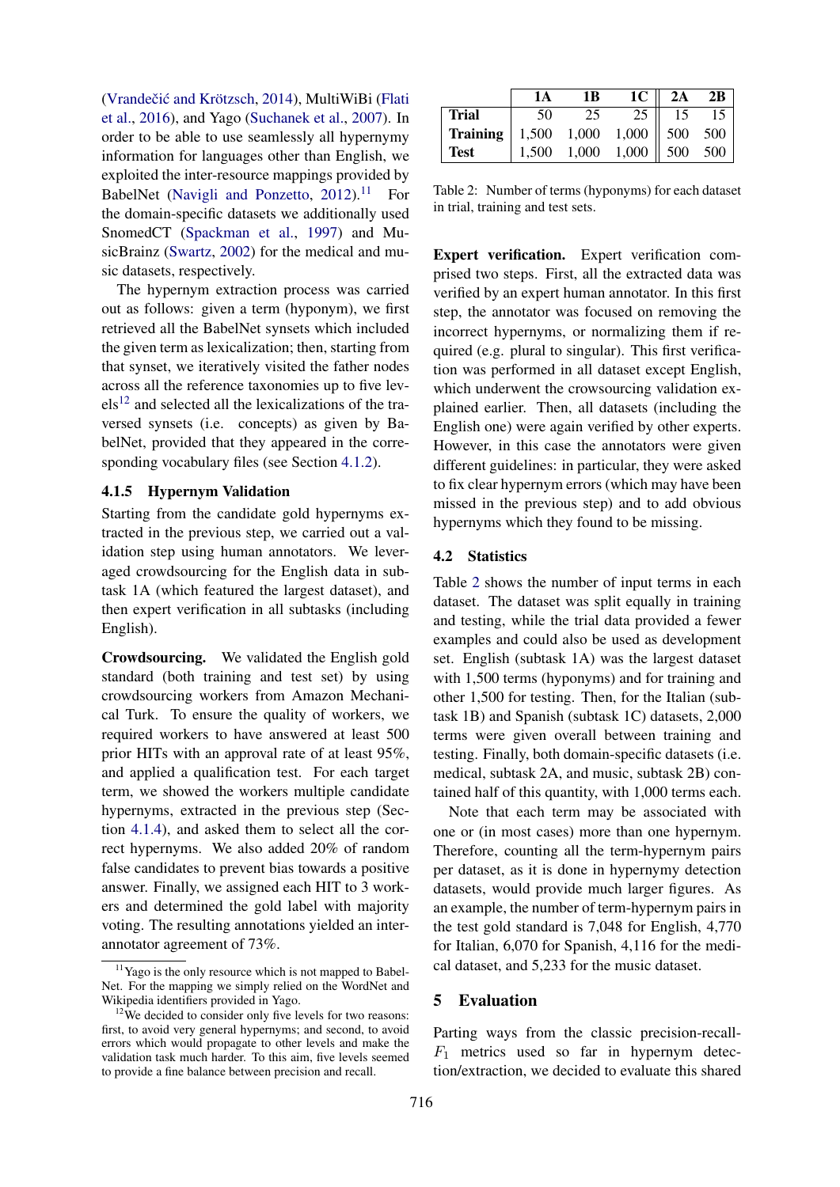(Vrandečić and Krötzsch, 2014), MultiWiBi (Flati et al., 2016), and Yago (Suchanek et al., 2007). In order to be able to use seamlessly all hypernymy information for languages other than English, we exploited the inter-resource mappings provided by BabelNet (Navigli and Ponzetto, 2012).[11] For the domain-specific datasets we additionally used SnomedCT (Spackman et al., 1997) and MusicBrainz (Swartz, 2002) for the medical and music datasets, respectively.

The hypernym extraction process was carried out as follows: given a term (hyponym), we first retrieved all the BabelNet synsets which included the given term as lexicalization; then, starting from that synset, we iteratively visited the father nodes across all the reference taxonomies up to five levels[12] and selected all the lexicalizations of the traversed synsets (i.e. concepts) as given by BabelNet, provided that they appeared in the corresponding vocabulary files (see Section 4.1.2).

### 4.1.5 Hypernym Validation

Starting from the candidate gold hypernyms extracted in the previous step, we carried out a validation step using human annotators. We leveraged crowdsourcing for the English data in subtask 1A (which featured the largest dataset), and then expert verification in all subtasks (including English).

**Crowdsourcing.** We validated the English gold standard (both training and test set) by using crowdsourcing workers from Amazon Mechanical Turk. To ensure the quality of workers, we required workers to have answered at least 500 prior HITs with an approval rate of at least 95%, and applied a qualification test. For each target term, we showed the workers multiple candidate hypernyms, extracted in the previous step (Section 4.1.4), and asked them to select all the correct hypernyms. We also added 20% of random false candidates to prevent bias towards a positive answer. Finally, we assigned each HIT to 3 workers and determined the gold label with majority voting. The resulting annotations yielded an inter-annotator agreement of 73%.

[11] Yago is the only resource which is not mapped to BabelNet. For the mapping we simply relied on the WordNet and Wikipedia identifiers provided in Yago.

[12] We decided to consider only five levels for two reasons: first, to avoid very general hypernyms; and second, to avoid errors which would propagate to other levels and make the validation task much harder. To this aim, five levels seemed to provide a fine balance between precision and recall.

| | 1A | 1B | 1C | 2A | 2B |
|---|---|---|---|---|---|
| **Trial** | 50 | 25 | 25 | 15 | 15 |
| **Training** | 1,500 | 1,000 | 1,000 | 500 | 500 |
| **Test** | 1,500 | 1,000 | 1,000 | 500 | 500 |

Table 2: Number of terms (hyponyms) for each dataset in trial, training and test sets.

**Expert verification.** Expert verification comprised two steps. First, all the extracted data was verified by an expert human annotator. In this first step, the annotator was focused on removing the incorrect hypernyms, or normalizing them if required (e.g. plural to singular). This first verification was performed in all dataset except English, which underwent the crowsourcing validation explained earlier. Then, all datasets (including the English one) were again verified by other experts. However, in this case the annotators were given different guidelines: in particular, they were asked to fix clear hypernym errors (which may have been missed in the previous step) and to add obvious hypernyms which they found to be missing.

## 4.2 Statistics

Table 2 shows the number of input terms in each dataset. The dataset was split equally in training and testing, while the trial data provided a fewer examples and could also be used as development set. English (subtask 1A) was the largest dataset with 1,500 terms (hyponyms) and for training and other 1,500 for testing. Then, for the Italian (subtask 1B) and Spanish (subtask 1C) datasets, 2,000 terms were given overall between training and testing. Finally, both domain-specific datasets (i.e. medical, subtask 2A, and music, subtask 2B) contained half of this quantity, with 1,000 terms each.

Note that each term may be associated with one or (in most cases) more than one hypernym. Therefore, counting all the term-hypernym pairs per dataset, as it is done in hypernymy detection datasets, would provide much larger figures. As an example, the number of term-hypernym pairs in the test gold standard is 7,048 for English, 4,770 for Italian, 6,070 for Spanish, 4,116 for the medical dataset, and 5,233 for the music dataset.

# 5 Evaluation

Parting ways from the classic precision-recall-$F_1$ metrics used so far in hypernym detection/extraction, we decided to evaluate this shared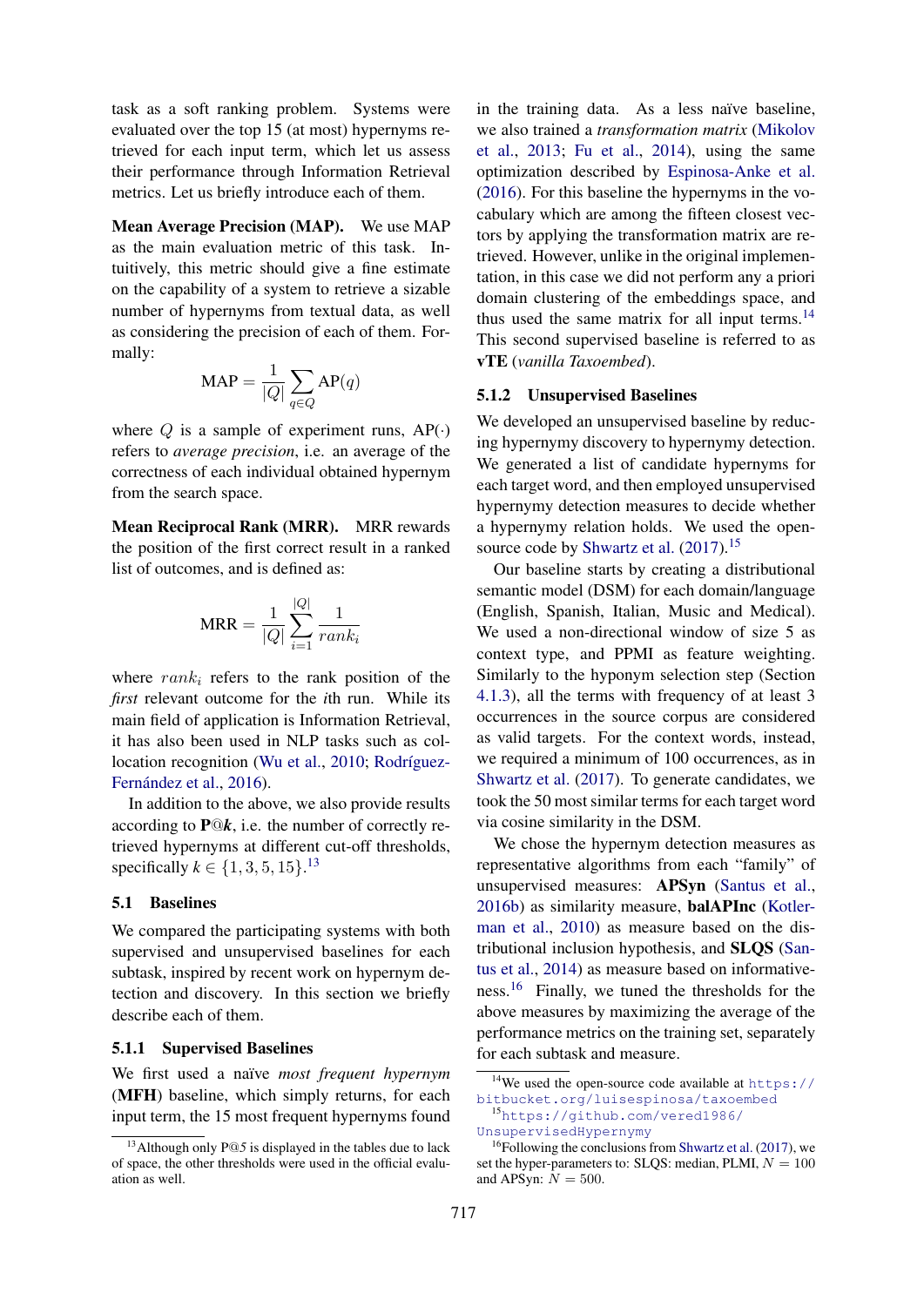task as a soft ranking problem. Systems were evaluated over the top 15 (at most) hypernyms retrieved for each input term, which let us assess their performance through Information Retrieval metrics. Let us briefly introduce each of them.

**Mean Average Precision (MAP).** We use MAP as the main evaluation metric of this task. Intuitively, this metric should give a fine estimate on the capability of a system to retrieve a sizable number of hypernyms from textual data, as well as considering the precision of each of them. Formally:

$$\text{MAP} = \frac{1}{|Q|} \sum_{q \in Q} \text{AP}(q)$$

where $Q$ is a sample of experiment runs, $\text{AP}(\cdot)$ refers to *average precision*, i.e. an average of the correctness of each individual obtained hypernym from the search space.

**Mean Reciprocal Rank (MRR).** MRR rewards the position of the first correct result in a ranked list of outcomes, and is defined as:

$$\text{MRR} = \frac{1}{|Q|} \sum_{i=1}^{|Q|} \frac{1}{rank_i}$$

where $rank_i$ refers to the rank position of the *first* relevant outcome for the $i$th run. While its main field of application is Information Retrieval, it has also been used in NLP tasks such as collocation recognition (Wu et al., 2010; Rodríguez-Fernández et al., 2016).

In addition to the above, we also provide results according to **P@*k***, i.e. the number of correctly retrieved hypernyms at different cut-off thresholds, specifically $k \in \{1, 3, 5, 15\}$.[13]

## 5.1 Baselines

We compared the participating systems with both supervised and unsupervised baselines for each subtask, inspired by recent work on hypernym detection and discovery. In this section we briefly describe each of them.

### 5.1.1 Supervised Baselines

We first used a naïve *most frequent hypernym* (**MFH**) baseline, which simply returns, for each input term, the 15 most frequent hypernyms found in the training data. As a less naïve baseline, we also trained a *transformation matrix* (Mikolov et al., 2013; Fu et al., 2014), using the same optimization described by Espinosa-Anke et al. (2016). For this baseline the hypernyms in the vocabulary which are among the fifteen closest vectors by applying the transformation matrix are retrieved. However, unlike in the original implementation, in this case we did not perform any a priori domain clustering of the embeddings space, and thus used the same matrix for all input terms.[14] This second supervised baseline is referred to as **vTE** (*vanilla Taxoembed*).

### 5.1.2 Unsupervised Baselines

We developed an unsupervised baseline by reducing hypernymy discovery to hypernymy detection. We generated a list of candidate hypernyms for each target word, and then employed unsupervised hypernymy detection measures to decide whether a hypernymy relation holds. We used the open-source code by Shwartz et al. (2017).[15]

Our baseline starts by creating a distributional semantic model (DSM) for each domain/language (English, Spanish, Italian, Music and Medical). We used a non-directional window of size 5 as context type, and PPMI as feature weighting. Similarly to the hyponym selection step (Section 4.1.3), all the terms with frequency of at least 3 occurrences in the source corpus are considered as valid targets. For the context words, instead, we required a minimum of 100 occurrences, as in Shwartz et al. (2017). To generate candidates, we took the 50 most similar terms for each target word via cosine similarity in the DSM.

We chose the hypernym detection measures as representative algorithms from each "family" of unsupervised measures: **APSyn** (Santus et al., 2016b) as similarity measure, **balAPInc** (Kotlerman et al., 2010) as measure based on the distributional inclusion hypothesis, and **SLQS** (Santus et al., 2014) as measure based on informativeness.[16] Finally, we tuned the thresholds for the above measures by maximizing the average of the performance metrics on the training set, separately for each subtask and measure.

[13] Although only P@5 is displayed in the tables due to lack of space, the other thresholds were used in the official evaluation as well.

[14] We used the open-source code available at https://bitbucket.org/luisespinosa/taxoembed

[15] https://github.com/vered1986/UnsupervisedHypernymy

[16] Following the conclusions from Shwartz et al. (2017), we set the hyper-parameters to: SLQS: median, PLMI, $N = 100$ and APSyn: $N = 500$.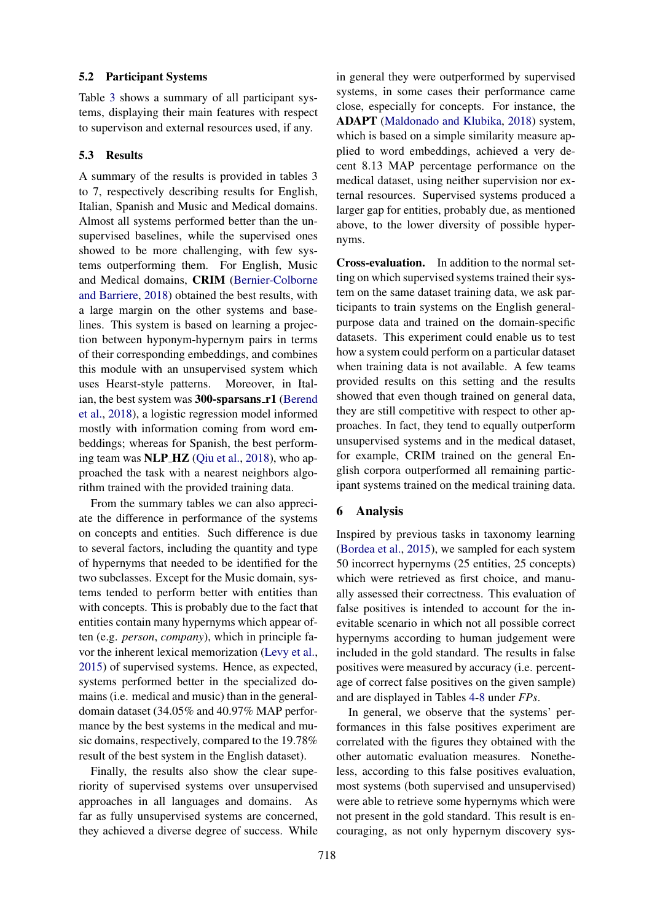### 5.2 Participant Systems

Table 3 shows a summary of all participant systems, displaying their main features with respect to supervison and external resources used, if any.

### 5.3 Results

A summary of the results is provided in tables 3 to 7, respectively describing results for English, Italian, Spanish and Music and Medical domains. Almost all systems performed better than the unsupervised baselines, while the supervised ones showed to be more challenging, with few systems outperforming them. For English, Music and Medical domains, **CRIM** (Bernier-Colborne and Barriere, 2018) obtained the best results, with a large margin on the other systems and baselines. This system is based on learning a projection between hyponym-hypernym pairs in terms of their corresponding embeddings, and combines this module with an unsupervised system which uses Hearst-style patterns. Moreover, in Italian, the best system was **300-sparsans_r1** (Berend et al., 2018), a logistic regression model informed mostly with information coming from word embeddings; whereas for Spanish, the best performing team was **NLP_HZ** (Qiu et al., 2018), who approached the task with a nearest neighbors algorithm trained with the provided training data.

From the summary tables we can also appreciate the difference in performance of the systems on concepts and entities. Such difference is due to several factors, including the quantity and type of hypernyms that needed to be identified for the two subclasses. Except for the Music domain, systems tended to perform better with entities than with concepts. This is probably due to the fact that entities contain many hypernyms which appear often (e.g. *person*, *company*), which in principle favor the inherent lexical memorization (Levy et al., 2015) of supervised systems. Hence, as expected, systems performed better in the specialized domains (i.e. medical and music) than in the general-domain dataset (34.05% and 40.97% MAP performance by the best systems in the medical and music domains, respectively, compared to the 19.78% result of the best system in the English dataset).

Finally, the results also show the clear superiority of supervised systems over unsupervised approaches in all languages and domains. As far as fully unsupervised systems are concerned, they achieved a diverse degree of success. While in general they were outperformed by supervised systems, in some cases their performance came close, especially for concepts. For instance, the **ADAPT** (Maldonado and Klubika, 2018) system, which is based on a simple similarity measure applied to word embeddings, achieved a very decent 8.13 MAP percentage performance on the medical dataset, using neither supervision nor external resources. Supervised systems produced a larger gap for entities, probably due, as mentioned above, to the lower diversity of possible hypernyms.

**Cross-evaluation.** In addition to the normal setting on which supervised systems trained their system on the same dataset training data, we ask participants to train systems on the English general-purpose data and trained on the domain-specific datasets. This experiment could enable us to test how a system could perform on a particular dataset when training data is not available. A few teams provided results on this setting and the results showed that even though trained on general data, they are still competitive with respect to other approaches. In fact, they tend to equally outperform unsupervised systems and in the medical dataset, for example, CRIM trained on the general English corpora outperformed all remaining participant systems trained on the medical training data.

## 6 Analysis

Inspired by previous tasks in taxonomy learning (Bordea et al., 2015), we sampled for each system 50 incorrect hypernyms (25 entities, 25 concepts) which were retrieved as first choice, and manually assessed their correctness. This evaluation of false positives is intended to account for the inevitable scenario in which not all possible correct hypernyms according to human judgement were included in the gold standard. The results in false positives were measured by accuracy (i.e. percentage of correct false positives on the given sample) and are displayed in Tables 4-8 under *FPs*.

In general, we observe that the systems' performances in this false positives experiment are correlated with the figures they obtained with the other automatic evaluation measures. Nonetheless, according to this false positives evaluation, most systems (both supervised and unsupervised) were able to retrieve some hypernyms which were not present in the gold standard. This result is encouraging, as not only hypernym discovery sys-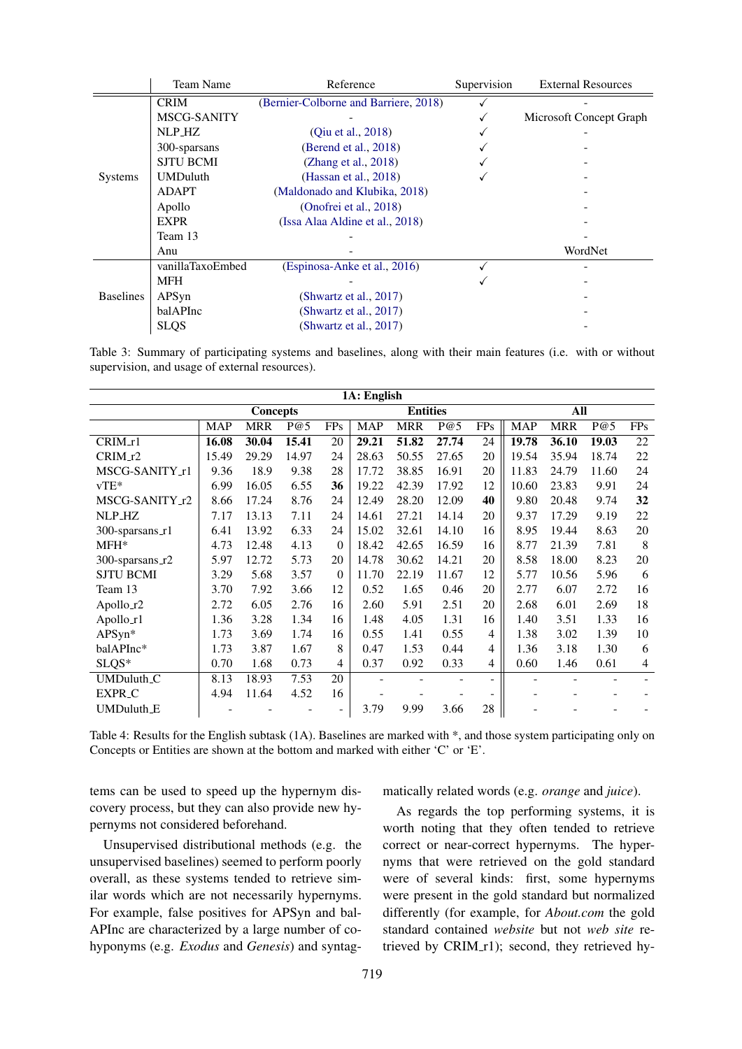|  | Team Name | Reference | Supervision | External Resources |
|---|---|---|---|---|
| Systems | CRIM | (Bernier-Colborne and Barriere, 2018) | ✓ | - |
|  | MSCG-SANITY | - | ✓ | Microsoft Concept Graph |
|  | NLP_HZ | (Qiu et al., 2018) | ✓ | - |
|  | 300-sparsans | (Berend et al., 2018) | ✓ | - |
|  | SJTU BCMI | (Zhang et al., 2018) | ✓ | - |
|  | UMDuluth | (Hassan et al., 2018) | ✓ | - |
|  | ADAPT | (Maldonado and Klubika, 2018) |  | - |
|  | Apollo | (Onofrei et al., 2018) |  | - |
|  | EXPR | (Issa Alaa Aldine et al., 2018) |  | - |
|  | Team 13 | - |  | - |
|  | Anu | - |  | WordNet |
| Baselines | vanillaTaxoEmbed | (Espinosa-Anke et al., 2016) | ✓ | - |
|  | MFH | - | ✓ | - |
|  | APSyn | (Shwartz et al., 2017) |  | - |
|  | balAPInc | (Shwartz et al., 2017) |  | - |
|  | SLQS | (Shwartz et al., 2017) |  | - |

Table 3: Summary of participating systems and baselines, along with their main features (i.e. with or without supervision, and usage of external resources).

| 1A: English | | | | | | | | | | | | |
|---|---|---|---|---|---|---|---|---|---|---|---|---|
|  | **Concepts** | | | | **Entities** | | | | **All** | | | |
|  | MAP | MRR | P@5 | FPs | MAP | MRR | P@5 | FPs | MAP | MRR | P@5 | FPs |
| CRIM_r1 | **16.08** | **30.04** | **15.41** | 20 | **29.21** | **51.82** | **27.74** | 24 | **19.78** | **36.10** | **19.03** | 22 |
| CRIM_r2 | 15.49 | 29.29 | 14.97 | 24 | 28.63 | 50.55 | 27.65 | 20 | 19.54 | 35.94 | 18.74 | 22 |
| MSCG-SANITY_r1 | 9.36 | 18.9 | 9.38 | 28 | 17.72 | 38.85 | 16.91 | 20 | 11.83 | 24.79 | 11.60 | 24 |
| vTE* | 6.99 | 16.05 | 6.55 | **36** | 19.22 | 42.39 | 17.92 | 12 | 10.60 | 23.83 | 9.91 | 24 |
| MSCG-SANITY_r2 | 8.66 | 17.24 | 8.76 | 24 | 12.49 | 28.20 | 12.09 | **40** | 9.80 | 20.48 | 9.74 | **32** |
| NLP_HZ | 7.17 | 13.13 | 7.11 | 24 | 14.61 | 27.21 | 14.14 | 20 | 9.37 | 17.29 | 9.19 | 22 |
| 300-sparsans_r1 | 6.41 | 13.92 | 6.33 | 24 | 15.02 | 32.61 | 14.10 | 16 | 8.95 | 19.44 | 8.63 | 20 |
| MFH* | 4.73 | 12.48 | 4.13 | 0 | 18.42 | 42.65 | 16.59 | 16 | 8.77 | 21.39 | 7.81 | 8 |
| 300-sparsans_r2 | 5.97 | 12.72 | 5.73 | 20 | 14.78 | 30.62 | 14.21 | 20 | 8.58 | 18.00 | 8.23 | 20 |
| SJTU BCMI | 3.29 | 5.68 | 3.57 | 0 | 11.70 | 22.19 | 11.67 | 12 | 5.77 | 10.56 | 5.96 | 6 |
| Team 13 | 3.70 | 7.92 | 3.66 | 12 | 0.52 | 1.65 | 0.46 | 20 | 2.77 | 6.07 | 2.72 | 16 |
| Apollo_r2 | 2.72 | 6.05 | 2.76 | 16 | 2.60 | 5.91 | 2.51 | 20 | 2.68 | 6.01 | 2.69 | 18 |
| Apollo_r1 | 1.36 | 3.28 | 1.34 | 16 | 1.48 | 4.05 | 1.31 | 16 | 1.40 | 3.51 | 1.33 | 16 |
| APSyn* | 1.73 | 3.69 | 1.74 | 16 | 0.55 | 1.41 | 0.55 | 4 | 1.38 | 3.02 | 1.39 | 10 |
| balAPInc* | 1.73 | 3.87 | 1.67 | 8 | 0.47 | 1.53 | 0.44 | 4 | 1.36 | 3.18 | 1.30 | 6 |
| SLQS* | 0.70 | 1.68 | 0.73 | 4 | 0.37 | 0.92 | 0.33 | 4 | 0.60 | 1.46 | 0.61 | 4 |
| UMDuluth_C | 8.13 | 18.93 | 7.53 | 20 | - | - | - | - | - | - | - | - |
| EXPR_C | 4.94 | 11.64 | 4.52 | 16 | - | - | - | - | - | - | - | - |
| UMDuluth_E | - | - | - | - | 3.79 | 9.99 | 3.66 | 28 | - | - | - | - |

Table 4: Results for the English subtask (1A). Baselines are marked with *, and those system participating only on Concepts or Entities are shown at the bottom and marked with either 'C' or 'E'.

tems can be used to speed up the hypernym discovery process, but they can also provide new hypernyms not considered beforehand.

Unsupervised distributional methods (e.g. the unsupervised baselines) seemed to perform poorly overall, as these systems tended to retrieve similar words which are not necessarily hypernyms. For example, false positives for APSyn and balAPInc are characterized by a large number of cohyponyms (e.g. *Exodus* and *Genesis*) and syntagmatically related words (e.g. *orange* and *juice*).

As regards the top performing systems, it is worth noting that they often tended to retrieve correct or near-correct hypernyms. The hypernyms that were retrieved on the gold standard were of several kinds: first, some hypernyms were present in the gold standard but normalized differently (for example, for *About.com* the gold standard contained *website* but not *web site* retrieved by CRIM_r1); second, they retrieved hy-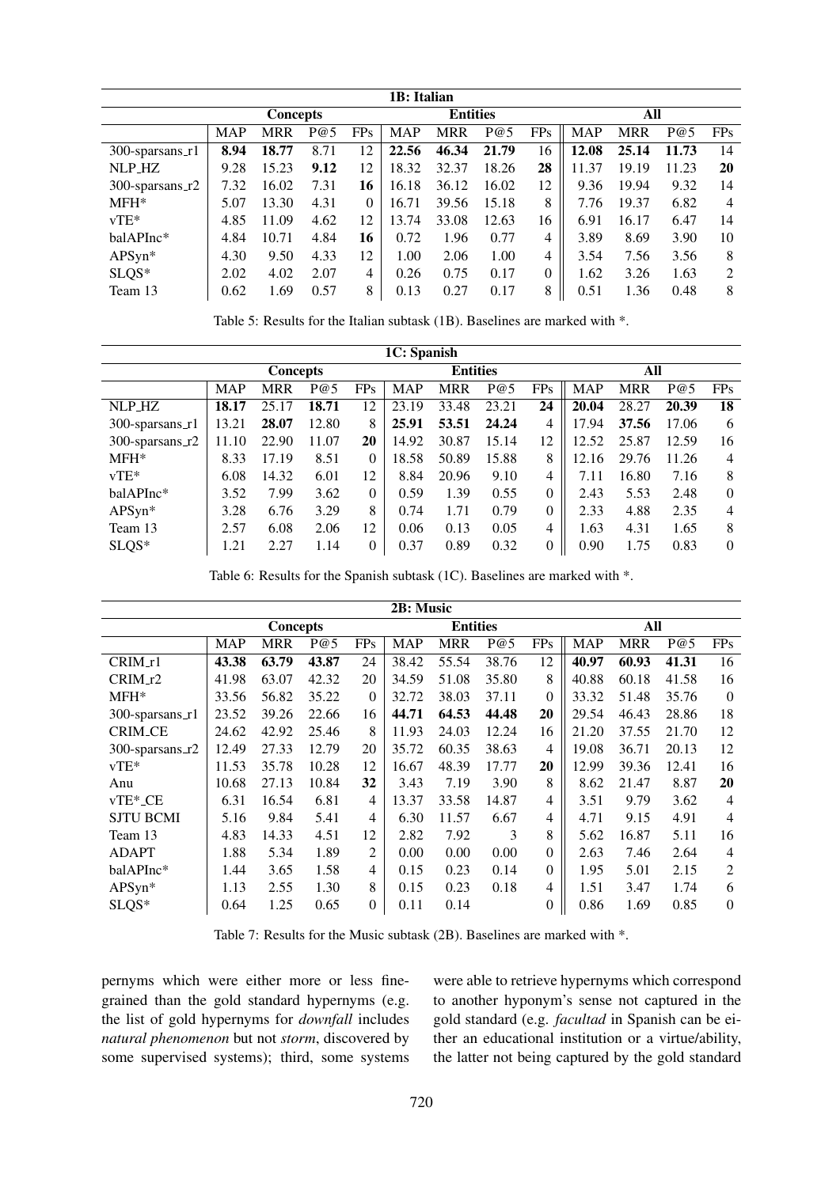| 1B: Italian | | | | | | | | | | | | |
|---|---|---|---|---|---|---|---|---|---|---|---|---|
| | **Concepts** | | | | **Entities** | | | | **All** | | | |
| | MAP | MRR | P@5 | FPs | MAP | MRR | P@5 | FPs | MAP | MRR | P@5 | FPs |
| 300-sparsans_r1 | **8.94** | **18.77** | 8.71 | 12 | **22.56** | **46.34** | **21.79** | 16 | **12.08** | **25.14** | **11.73** | 14 |
| NLP_HZ | 9.28 | 15.23 | **9.12** | 12 | 18.32 | 32.37 | 18.26 | **28** | 11.37 | 19.19 | 11.23 | **20** |
| 300-sparsans_r2 | 7.32 | 16.02 | 7.31 | **16** | 16.18 | 36.12 | 16.02 | 12 | 9.36 | 19.94 | 9.32 | 14 |
| MFH* | 5.07 | 13.30 | 4.31 | 0 | 16.71 | 39.56 | 15.18 | 8 | 7.76 | 19.37 | 6.82 | 4 |
| vTE* | 4.85 | 11.09 | 4.62 | 12 | 13.74 | 33.08 | 12.63 | 16 | 6.91 | 16.17 | 6.47 | 14 |
| balAPInc* | 4.84 | 10.71 | 4.84 | **16** | 0.72 | 1.96 | 0.77 | 4 | 3.89 | 8.69 | 3.90 | 10 |
| APSyn* | 4.30 | 9.50 | 4.33 | 12 | 1.00 | 2.06 | 1.00 | 4 | 3.54 | 7.56 | 3.56 | 8 |
| SLQS* | 2.02 | 4.02 | 2.07 | 4 | 0.26 | 0.75 | 0.17 | 0 | 1.62 | 3.26 | 1.63 | 2 |
| Team 13 | 0.62 | 1.69 | 0.57 | 8 | 0.13 | 0.27 | 0.17 | 8 | 0.51 | 1.36 | 0.48 | 8 |

Table 5: Results for the Italian subtask (1B). Baselines are marked with *.

| 1C: Spanish | | | | | | | | | | | | |
|---|---|---|---|---|---|---|---|---|---|---|---|---|
| | **Concepts** | | | | **Entities** | | | | **All** | | | |
| | MAP | MRR | P@5 | FPs | MAP | MRR | P@5 | FPs | MAP | MRR | P@5 | FPs |
| NLP_HZ | **18.17** | 25.17 | **18.71** | 12 | 23.19 | 33.48 | 23.21 | **24** | **20.04** | 28.27 | **20.39** | **18** |
| 300-sparsans_r1 | 13.21 | **28.07** | 12.80 | 8 | **25.91** | **53.51** | **24.24** | 4 | 17.94 | **37.56** | 17.06 | 6 |
| 300-sparsans_r2 | 11.10 | 22.90 | 11.07 | **20** | 14.92 | 30.87 | 15.14 | 12 | 12.52 | 25.87 | 12.59 | 16 |
| MFH* | 8.33 | 17.19 | 8.51 | 0 | 18.58 | 50.89 | 15.88 | 8 | 12.16 | 29.76 | 11.26 | 4 |
| vTE* | 6.08 | 14.32 | 6.01 | 12 | 8.84 | 20.96 | 9.10 | 4 | 7.11 | 16.80 | 7.16 | 8 |
| balAPInc* | 3.52 | 7.99 | 3.62 | 0 | 0.59 | 1.39 | 0.55 | 0 | 2.43 | 5.53 | 2.48 | 0 |
| APSyn* | 3.28 | 6.76 | 3.29 | 8 | 0.74 | 1.71 | 0.79 | 0 | 2.33 | 4.88 | 2.35 | 4 |
| Team 13 | 2.57 | 6.08 | 2.06 | 12 | 0.06 | 0.13 | 0.05 | 4 | 1.63 | 4.31 | 1.65 | 8 |
| SLQS* | 1.21 | 2.27 | 1.14 | 0 | 0.37 | 0.89 | 0.32 | 0 | 0.90 | 1.75 | 0.83 | 0 |

Table 6: Results for the Spanish subtask (1C). Baselines are marked with *.

| 2B: Music | | | | | | | | | | | | |
|---|---|---|---|---|---|---|---|---|---|---|---|---|
| | **Concepts** | | | | **Entities** | | | | **All** | | | |
| | MAP | MRR | P@5 | FPs | MAP | MRR | P@5 | FPs | MAP | MRR | P@5 | FPs |
| CRIM_r1 | **43.38** | **63.79** | **43.87** | 24 | 38.42 | 55.54 | 38.76 | 12 | **40.97** | **60.93** | **41.31** | 16 |
| CRIM_r2 | 41.98 | 63.07 | 42.32 | 20 | 34.59 | 51.08 | 35.80 | 8 | 40.88 | 60.18 | 41.58 | 16 |
| MFH* | 33.56 | 56.82 | 35.22 | 0 | 32.72 | 38.03 | 37.11 | 0 | 33.32 | 51.48 | 35.76 | 0 |
| 300-sparsans_r1 | 23.52 | 39.26 | 22.66 | 16 | **44.71** | **64.53** | **44.48** | **20** | 29.54 | 46.43 | 28.86 | 18 |
| CRIM_CE | 24.62 | 42.92 | 25.46 | 8 | 11.93 | 24.03 | 12.24 | 16 | 21.20 | 37.55 | 21.70 | 12 |
| 300-sparsans_r2 | 12.49 | 27.33 | 12.79 | 20 | 35.72 | 60.35 | 38.63 | 4 | 19.08 | 36.71 | 20.13 | 12 |
| vTE* | 11.53 | 35.78 | 10.28 | 12 | 16.67 | 48.39 | 17.77 | **20** | 12.99 | 39.36 | 12.41 | 16 |
| Anu | 10.68 | 27.13 | 10.84 | **32** | 3.43 | 7.19 | 3.90 | 8 | 8.62 | 21.47 | 8.87 | **20** |
| vTE*_CE | 6.31 | 16.54 | 6.81 | 4 | 13.37 | 33.58 | 14.87 | 4 | 3.51 | 9.79 | 3.62 | 4 |
| SJTU BCMI | 5.16 | 9.84 | 5.41 | 4 | 6.30 | 11.57 | 6.67 | 4 | 4.71 | 9.15 | 4.91 | 4 |
| Team 13 | 4.83 | 14.33 | 4.51 | 12 | 2.82 | 7.92 | 3 | 8 | 5.62 | 16.87 | 5.11 | 16 |
| ADAPT | 1.88 | 5.34 | 1.89 | 2 | 0.00 | 0.00 | 0.00 | 0 | 2.63 | 7.46 | 2.64 | 4 |
| balAPInc* | 1.44 | 3.65 | 1.58 | 4 | 0.15 | 0.23 | 0.14 | 0 | 1.95 | 5.01 | 2.15 | 2 |
| APSyn* | 1.13 | 2.55 | 1.30 | 8 | 0.15 | 0.23 | 0.18 | 4 | 1.51 | 3.47 | 1.74 | 6 |
| SLQS* | 0.64 | 1.25 | 0.65 | 0 | 0.11 | 0.14 | | 0 | 0.86 | 1.69 | 0.85 | 0 |

Table 7: Results for the Music subtask (2B). Baselines are marked with *.

pernyms which were either more or less fine-grained than the gold standard hypernyms (e.g. the list of gold hypernyms for *downfall* includes *natural phenomenon* but not *storm*, discovered by some supervised systems); third, some systems were able to retrieve hypernyms which correspond to another hyponym's sense not captured in the gold standard (e.g. *facultad* in Spanish can be either an educational institution or a virtue/ability, the latter not being captured by the gold standard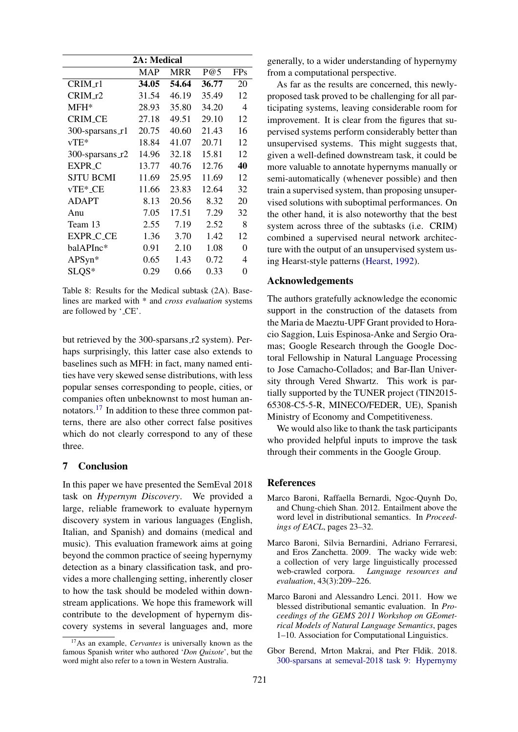| 2A: Medical | | | | |
|---|---|---|---|---|
| | MAP | MRR | P@5 | FPs |
| CRIM_r1 | **34.05** | **54.64** | **36.77** | 20 |
| CRIM_r2 | 31.54 | 46.19 | 35.49 | 12 |
| MFH* | 28.93 | 35.80 | 34.20 | 4 |
| CRIM_CE | 27.18 | 49.51 | 29.10 | 12 |
| 300-sparsans_r1 | 20.75 | 40.60 | 21.43 | 16 |
| vTE* | 18.84 | 41.07 | 20.71 | 12 |
| 300-sparsans_r2 | 14.96 | 32.18 | 15.81 | 12 |
| EXPR_C | 13.77 | 40.76 | 12.76 | **40** |
| SJTU BCMI | 11.69 | 25.95 | 11.69 | 12 |
| vTE*_CE | 11.66 | 23.83 | 12.64 | 32 |
| ADAPT | 8.13 | 20.56 | 8.32 | 20 |
| Anu | 7.05 | 17.51 | 7.29 | 32 |
| Team 13 | 2.55 | 7.19 | 2.52 | 8 |
| EXPR_C_CE | 1.36 | 3.70 | 1.42 | 12 |
| balAPInc* | 0.91 | 2.10 | 1.08 | 0 |
| APSyn* | 0.65 | 1.43 | 0.72 | 4 |
| SLQS* | 0.29 | 0.66 | 0.33 | 0 |

Table 8: Results for the Medical subtask (2A). Baselines are marked with * and *cross evaluation* systems are followed by '_CE'.

but retrieved by the 300-sparsans_r2 system). Perhaps surprisingly, this latter case also extends to baselines such as MFH: in fact, many named entities have very skewed sense distributions, with less popular senses corresponding to people, cities, or companies often unbeknownst to most human annotators.[17] In addition to these three common patterns, there are also other correct false positives which do not clearly correspond to any of these three.

## 7 Conclusion

In this paper we have presented the SemEval 2018 task on *Hypernym Discovery*. We provided a large, reliable framework to evaluate hypernym discovery system in various languages (English, Italian, and Spanish) and domains (medical and music). This evaluation framework aims at going beyond the common practice of seeing hypernymy detection as a binary classification task, and provides a more challenging setting, inherently closer to how the task should be modeled within downstream applications. We hope this framework will contribute to the development of hypernym discovery systems in several languages and, more generally, to a wider understanding of hypernymy from a computational perspective.

As far as the results are concerned, this newly-proposed task proved to be challenging for all participating systems, leaving considerable room for improvement. It is clear from the figures that supervised systems perform considerably better than unsupervised systems. This might suggests that, given a well-defined downstream task, it could be more valuable to annotate hypernyms manually or semi-automatically (whenever possible) and then train a supervised system, than proposing unsupervised solutions with suboptimal performances. On the other hand, it is also noteworthy that the best system across three of the subtasks (i.e. CRIM) combined a supervised neural network architecture with the output of an unsupervised system using Hearst-style patterns (Hearst, 1992).

[17] As an example, *Cervantes* is universally known as the famous Spanish writer who authored '*Don Quixote*', but the word might also refer to a town in Western Australia.

## Acknowledgements

The authors gratefully acknowledge the economic support in the construction of the datasets from the Maria de Maeztu-UPF Grant provided to Horacio Saggion, Luis Espinosa-Anke and Sergio Oramas; Google Research through the Google Doctoral Fellowship in Natural Language Processing to Jose Camacho-Collados; and Bar-Ilan University through Vered Shwartz. This work is partially supported by the TUNER project (TIN2015-65308-C5-5-R, MINECO/FEDER, UE), Spanish Ministry of Economy and Competitiveness.

We would also like to thank the task participants who provided helpful inputs to improve the task through their comments in the Google Group.

## References

Marco Baroni, Raffaella Bernardi, Ngoc-Quynh Do, and Chung-chieh Shan. 2012. Entailment above the word level in distributional semantics. In *Proceedings of EACL*, pages 23–32.

Marco Baroni, Silvia Bernardini, Adriano Ferraresi, and Eros Zanchetta. 2009. The wacky wide web: a collection of very large linguistically processed web-crawled corpora. *Language resources and evaluation*, 43(3):209–226.

Marco Baroni and Alessandro Lenci. 2011. How we blessed distributional semantic evaluation. In *Proceedings of the GEMS 2011 Workshop on GEometrical Models of Natural Language Semantics*, pages 1–10. Association for Computational Linguistics.

Gbor Berend, Mrton Makrai, and Pter Fldik. 2018. 300-sparsans at semeval-2018 task 9: Hypernymy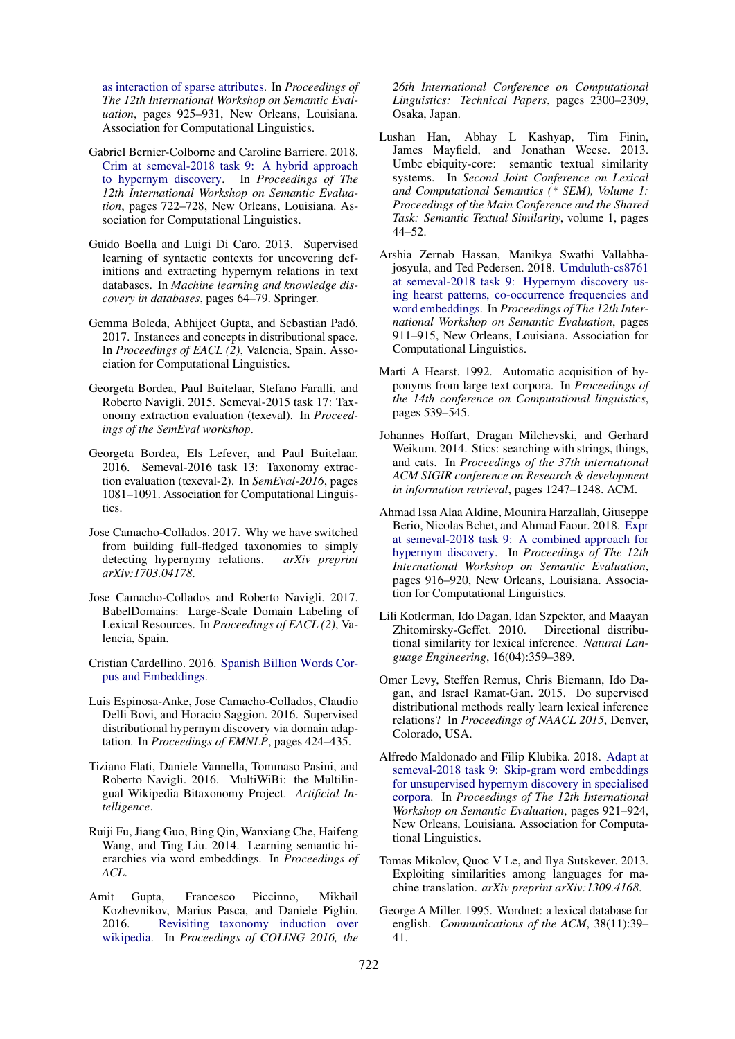as interaction of sparse attributes. In *Proceedings of The 12th International Workshop on Semantic Evaluation*, pages 925–931, New Orleans, Louisiana. Association for Computational Linguistics.

Gabriel Bernier-Colborne and Caroline Barriere. 2018. Crim at semeval-2018 task 9: A hybrid approach to hypernym discovery. In *Proceedings of The 12th International Workshop on Semantic Evaluation*, pages 722–728, New Orleans, Louisiana. Association for Computational Linguistics.

Guido Boella and Luigi Di Caro. 2013. Supervised learning of syntactic contexts for uncovering definitions and extracting hypernym relations in text databases. In *Machine learning and knowledge discovery in databases*, pages 64–79. Springer.

Gemma Boleda, Abhijeet Gupta, and Sebastian Padó. 2017. Instances and concepts in distributional space. In *Proceedings of EACL (2)*, Valencia, Spain. Association for Computational Linguistics.

Georgeta Bordea, Paul Buitelaar, Stefano Faralli, and Roberto Navigli. 2015. Semeval-2015 task 17: Taxonomy extraction evaluation (texeval). In *Proceedings of the SemEval workshop*.

Georgeta Bordea, Els Lefever, and Paul Buitelaar. 2016. Semeval-2016 task 13: Taxonomy extraction evaluation (texeval-2). In *SemEval-2016*, pages 1081–1091. Association for Computational Linguistics.

Jose Camacho-Collados. 2017. Why we have switched from building full-fledged taxonomies to simply detecting hypernymy relations. *arXiv preprint arXiv:1703.04178*.

Jose Camacho-Collados and Roberto Navigli. 2017. BabelDomains: Large-Scale Domain Labeling of Lexical Resources. In *Proceedings of EACL (2)*, Valencia, Spain.

Cristian Cardellino. 2016. Spanish Billion Words Corpus and Embeddings.

Luis Espinosa-Anke, Jose Camacho-Collados, Claudio Delli Bovi, and Horacio Saggion. 2016. Supervised distributional hypernym discovery via domain adaptation. In *Proceedings of EMNLP*, pages 424–435.

Tiziano Flati, Daniele Vannella, Tommaso Pasini, and Roberto Navigli. 2016. MultiWiBi: the Multilingual Wikipedia Bitaxonomy Project. *Artificial Intelligence*.

Ruiji Fu, Jiang Guo, Bing Qin, Wanxiang Che, Haifeng Wang, and Ting Liu. 2014. Learning semantic hierarchies via word embeddings. In *Proceedings of ACL*.

Amit Gupta, Francesco Piccinno, Mikhail Kozhevnikov, Marius Pasca, and Daniele Pighin. 2016. Revisiting taxonomy induction over wikipedia. In *Proceedings of COLING 2016, the 26th International Conference on Computational Linguistics: Technical Papers*, pages 2300–2309, Osaka, Japan.

Lushan Han, Abhay L Kashyap, Tim Finin, James Mayfield, and Jonathan Weese. 2013. Umbc_ebiquity-core: semantic textual similarity systems. In *Second Joint Conference on Lexical and Computational Semantics (* SEM), Volume 1: Proceedings of the Main Conference and the Shared Task: Semantic Textual Similarity*, volume 1, pages 44–52.

Arshia Zernab Hassan, Manikya Swathi Vallabhajosyula, and Ted Pedersen. 2018. Umduluth-cs8761 at semeval-2018 task 9: Hypernym discovery using hearst patterns, co-occurrence frequencies and word embeddings. In *Proceedings of The 12th International Workshop on Semantic Evaluation*, pages 911–915, New Orleans, Louisiana. Association for Computational Linguistics.

Marti A Hearst. 1992. Automatic acquisition of hyponyms from large text corpora. In *Proceedings of the 14th conference on Computational linguistics*, pages 539–545.

Johannes Hoffart, Dragan Milchevski, and Gerhard Weikum. 2014. Stics: searching with strings, things, and cats. In *Proceedings of the 37th international ACM SIGIR conference on Research & development in information retrieval*, pages 1247–1248. ACM.

Ahmad Issa Alaa Aldine, Mounira Harzallah, Giuseppe Berio, Nicolas Bchet, and Ahmad Faour. 2018. Expr at semeval-2018 task 9: A combined approach for hypernym discovery. In *Proceedings of The 12th International Workshop on Semantic Evaluation*, pages 916–920, New Orleans, Louisiana. Association for Computational Linguistics.

Lili Kotlerman, Ido Dagan, Idan Szpektor, and Maayan Zhitomirsky-Geffet. 2010. Directional distributional similarity for lexical inference. *Natural Language Engineering*, 16(04):359–389.

Omer Levy, Steffen Remus, Chris Biemann, Ido Dagan, and Israel Ramat-Gan. 2015. Do supervised distributional methods really learn lexical inference relations? In *Proceedings of NAACL 2015*, Denver, Colorado, USA.

Alfredo Maldonado and Filip Klubika. 2018. Adapt at semeval-2018 task 9: Skip-gram word embeddings for unsupervised hypernym discovery in specialised corpora. In *Proceedings of The 12th International Workshop on Semantic Evaluation*, pages 921–924, New Orleans, Louisiana. Association for Computational Linguistics.

Tomas Mikolov, Quoc V Le, and Ilya Sutskever. 2013. Exploiting similarities among languages for machine translation. *arXiv preprint arXiv:1309.4168*.

George A Miller. 1995. Wordnet: a lexical database for english. *Communications of the ACM*, 38(11):39–41.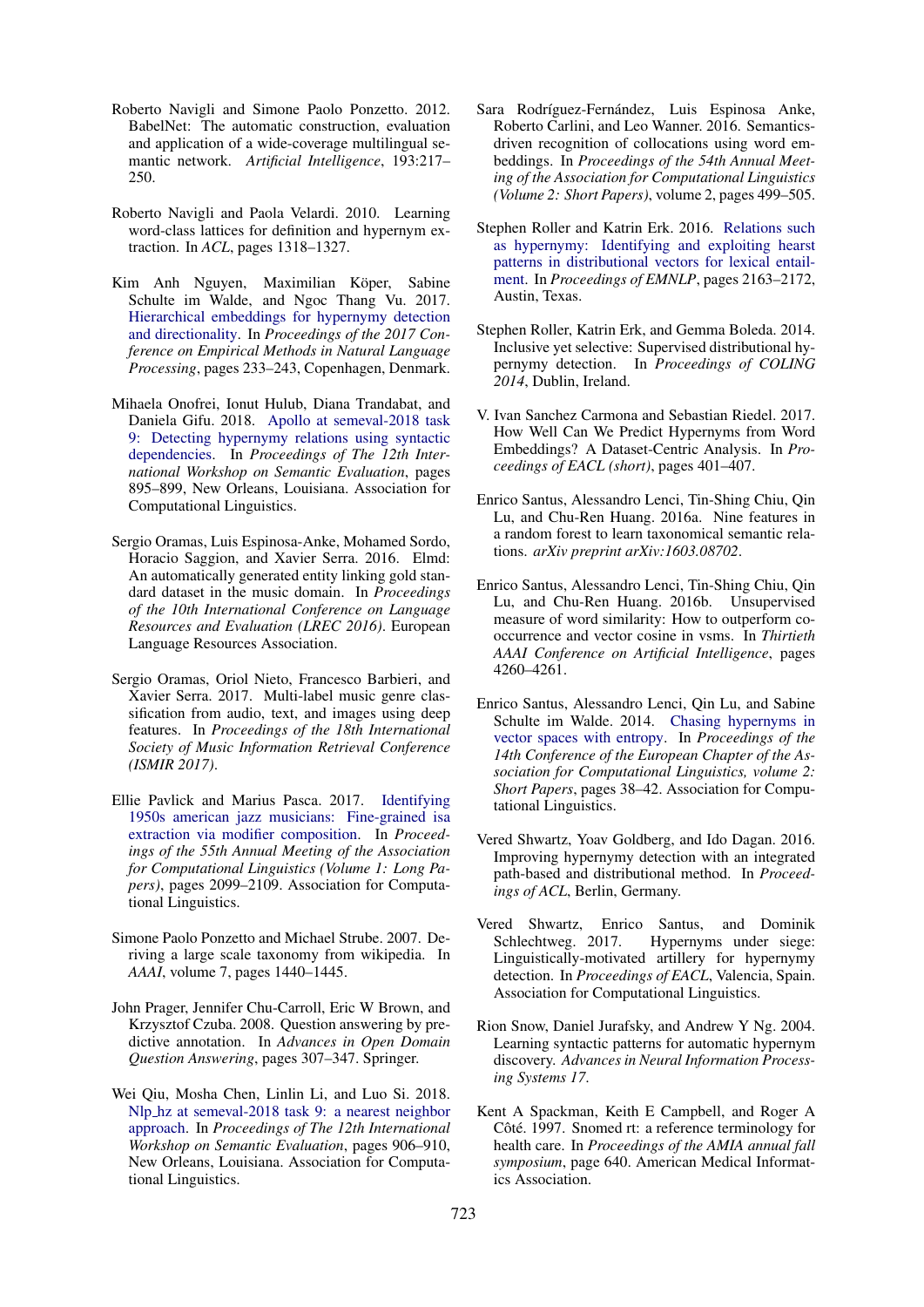Roberto Navigli and Simone Paolo Ponzetto. 2012. BabelNet: The automatic construction, evaluation and application of a wide-coverage multilingual semantic network. *Artificial Intelligence*, 193:217–250.

Roberto Navigli and Paola Velardi. 2010. Learning word-class lattices for definition and hypernym extraction. In *ACL*, pages 1318–1327.

Kim Anh Nguyen, Maximilian Köper, Sabine Schulte im Walde, and Ngoc Thang Vu. 2017. Hierarchical embeddings for hypernymy detection and directionality. In *Proceedings of the 2017 Conference on Empirical Methods in Natural Language Processing*, pages 233–243, Copenhagen, Denmark.

Mihaela Onofrei, Ionut Hulub, Diana Trandabat, and Daniela Gifu. 2018. Apollo at semeval-2018 task 9: Detecting hypernymy relations using syntactic dependencies. In *Proceedings of The 12th International Workshop on Semantic Evaluation*, pages 895–899, New Orleans, Louisiana. Association for Computational Linguistics.

Sergio Oramas, Luis Espinosa-Anke, Mohamed Sordo, Horacio Saggion, and Xavier Serra. 2016. Elmd: An automatically generated entity linking gold standard dataset in the music domain. In *Proceedings of the 10th International Conference on Language Resources and Evaluation (LREC 2016)*. European Language Resources Association.

Sergio Oramas, Oriol Nieto, Francesco Barbieri, and Xavier Serra. 2017. Multi-label music genre classification from audio, text, and images using deep features. In *Proceedings of the 18th International Society of Music Information Retrieval Conference (ISMIR 2017)*.

Ellie Pavlick and Marius Pasca. 2017. Identifying 1950s american jazz musicians: Fine-grained isa extraction via modifier composition. In *Proceedings of the 55th Annual Meeting of the Association for Computational Linguistics (Volume 1: Long Papers)*, pages 2099–2109. Association for Computational Linguistics.

Simone Paolo Ponzetto and Michael Strube. 2007. Deriving a large scale taxonomy from wikipedia. In *AAAI*, volume 7, pages 1440–1445.

John Prager, Jennifer Chu-Carroll, Eric W Brown, and Krzysztof Czuba. 2008. Question answering by predictive annotation. In *Advances in Open Domain Question Answering*, pages 307–347. Springer.

Wei Qiu, Mosha Chen, Linlin Li, and Luo Si. 2018. Nlp_hz at semeval-2018 task 9: a nearest neighbor approach. In *Proceedings of The 12th International Workshop on Semantic Evaluation*, pages 906–910, New Orleans, Louisiana. Association for Computational Linguistics.

Sara Rodríguez-Fernández, Luis Espinosa Anke, Roberto Carlini, and Leo Wanner. 2016. Semantics-driven recognition of collocations using word embeddings. In *Proceedings of the 54th Annual Meeting of the Association for Computational Linguistics (Volume 2: Short Papers)*, volume 2, pages 499–505.

Stephen Roller and Katrin Erk. 2016. Relations such as hypernymy: Identifying and exploiting hearst patterns in distributional vectors for lexical entailment. In *Proceedings of EMNLP*, pages 2163–2172, Austin, Texas.

Stephen Roller, Katrin Erk, and Gemma Boleda. 2014. Inclusive yet selective: Supervised distributional hypernymy detection. In *Proceedings of COLING 2014*, Dublin, Ireland.

V. Ivan Sanchez Carmona and Sebastian Riedel. 2017. How Well Can We Predict Hypernyms from Word Embeddings? A Dataset-Centric Analysis. In *Proceedings of EACL (short)*, pages 401–407.

Enrico Santus, Alessandro Lenci, Tin-Shing Chiu, Qin Lu, and Chu-Ren Huang. 2016a. Nine features in a random forest to learn taxonomical semantic relations. *arXiv preprint arXiv:1603.08702*.

Enrico Santus, Alessandro Lenci, Tin-Shing Chiu, Qin Lu, and Chu-Ren Huang. 2016b. Unsupervised measure of word similarity: How to outperform co-occurrence and vector cosine in vsms. In *Thirtieth AAAI Conference on Artificial Intelligence*, pages 4260–4261.

Enrico Santus, Alessandro Lenci, Qin Lu, and Sabine Schulte im Walde. 2014. Chasing hypernyms in vector spaces with entropy. In *Proceedings of the 14th Conference of the European Chapter of the Association for Computational Linguistics, volume 2: Short Papers*, pages 38–42. Association for Computational Linguistics.

Vered Shwartz, Yoav Goldberg, and Ido Dagan. 2016. Improving hypernymy detection with an integrated path-based and distributional method. In *Proceedings of ACL*, Berlin, Germany.

Vered Shwartz, Enrico Santus, and Dominik Schlechtweg. 2017. Hypernyms under siege: Linguistically-motivated artillery for hypernymy detection. In *Proceedings of EACL*, Valencia, Spain. Association for Computational Linguistics.

Rion Snow, Daniel Jurafsky, and Andrew Y Ng. 2004. Learning syntactic patterns for automatic hypernym discovery. *Advances in Neural Information Processing Systems 17*.

Kent A Spackman, Keith E Campbell, and Roger A Côté. 1997. Snomed rt: a reference terminology for health care. In *Proceedings of the AMIA annual fall symposium*, page 640. American Medical Informatics Association.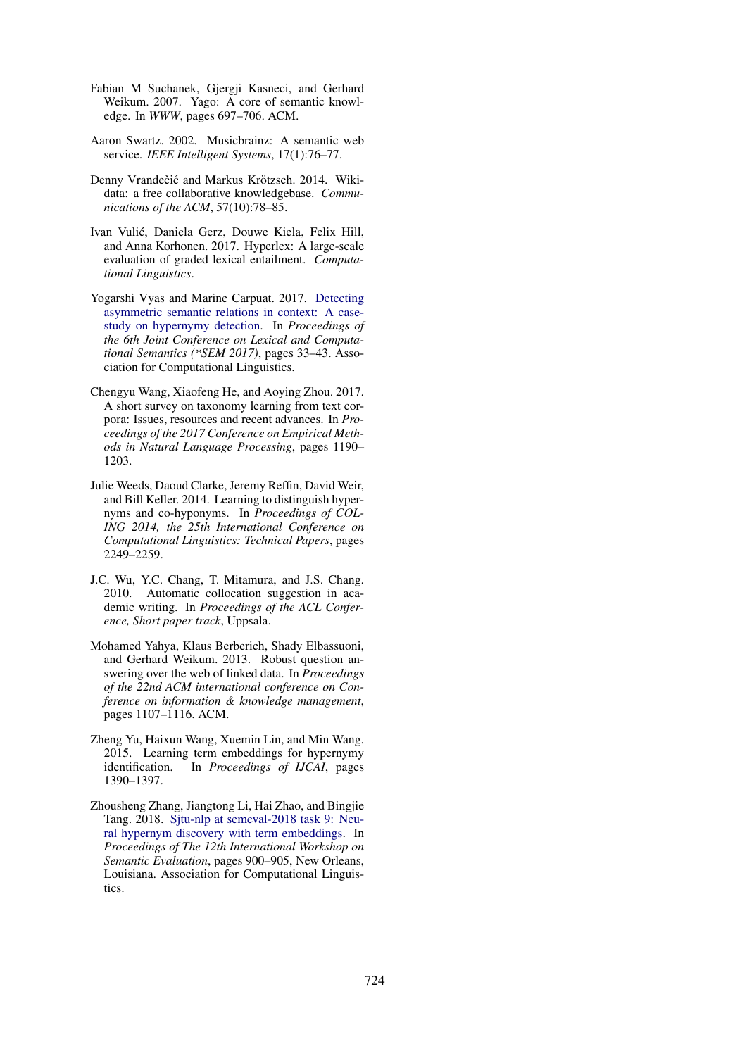Fabian M Suchanek, Gjergji Kasneci, and Gerhard Weikum. 2007. Yago: A core of semantic knowledge. In *WWW*, pages 697–706. ACM.

Aaron Swartz. 2002. Musicbrainz: A semantic web service. *IEEE Intelligent Systems*, 17(1):76–77.

Denny Vrandečić and Markus Krötzsch. 2014. Wikidata: a free collaborative knowledgebase. *Communications of the ACM*, 57(10):78–85.

Ivan Vulić, Daniela Gerz, Douwe Kiela, Felix Hill, and Anna Korhonen. 2017. Hyperlex: A large-scale evaluation of graded lexical entailment. *Computational Linguistics*.

Yogarshi Vyas and Marine Carpuat. 2017. Detecting asymmetric semantic relations in context: A case-study on hypernymy detection. In *Proceedings of the 6th Joint Conference on Lexical and Computational Semantics (*SEM 2017)*, pages 33–43. Association for Computational Linguistics.

Chengyu Wang, Xiaofeng He, and Aoying Zhou. 2017. A short survey on taxonomy learning from text corpora: Issues, resources and recent advances. In *Proceedings of the 2017 Conference on Empirical Methods in Natural Language Processing*, pages 1190–1203.

Julie Weeds, Daoud Clarke, Jeremy Reffin, David Weir, and Bill Keller. 2014. Learning to distinguish hypernyms and co-hyponyms. In *Proceedings of COLING 2014, the 25th International Conference on Computational Linguistics: Technical Papers*, pages 2249–2259.

J.C. Wu, Y.C. Chang, T. Mitamura, and J.S. Chang. 2010. Automatic collocation suggestion in academic writing. In *Proceedings of the ACL Conference, Short paper track*, Uppsala.

Mohamed Yahya, Klaus Berberich, Shady Elbassuoni, and Gerhard Weikum. 2013. Robust question answering over the web of linked data. In *Proceedings of the 22nd ACM international conference on Conference on information & knowledge management*, pages 1107–1116. ACM.

Zheng Yu, Haixun Wang, Xuemin Lin, and Min Wang. 2015. Learning term embeddings for hypernymy identification. In *Proceedings of IJCAI*, pages 1390–1397.

Zhousheng Zhang, Jiangtong Li, Hai Zhao, and Bingjie Tang. 2018. Sjtu-nlp at semeval-2018 task 9: Neural hypernym discovery with term embeddings. In *Proceedings of The 12th International Workshop on Semantic Evaluation*, pages 900–905, New Orleans, Louisiana. Association for Computational Linguistics.